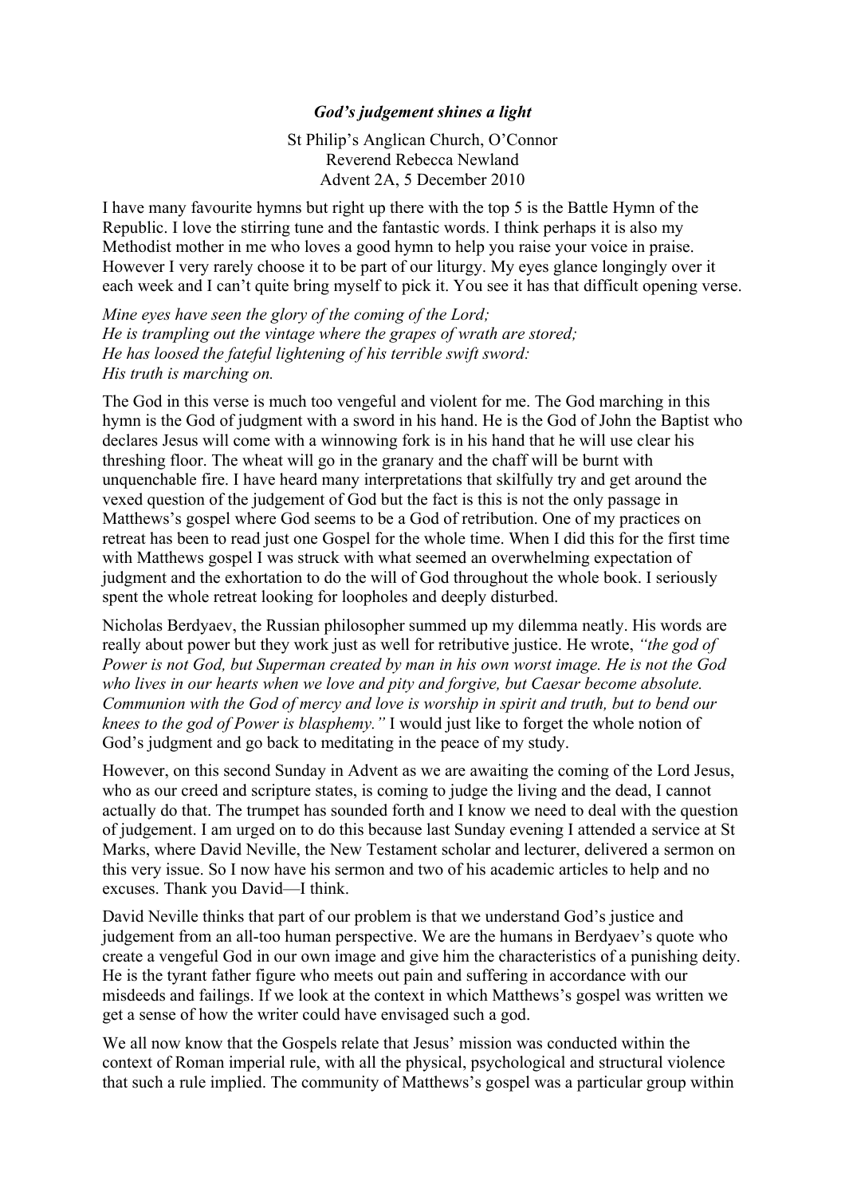# *God's judgement shines a light*

St Philip's Anglican Church, O'Connor
Reverend Rebecca Newland
Advent 2A, 5 December 2010

I have many favourite hymns but right up there with the top 5 is the Battle Hymn of the Republic. I love the stirring tune and the fantastic words. I think perhaps it is also my Methodist mother in me who loves a good hymn to help you raise your voice in praise. However I very rarely choose it to be part of our liturgy. My eyes glance longingly over it each week and I can't quite bring myself to pick it. You see it has that difficult opening verse.

*Mine eyes have seen the glory of the coming of the Lord;*
*He is trampling out the vintage where the grapes of wrath are stored;*
*He has loosed the fateful lightening of his terrible swift sword:*
*His truth is marching on.*

The God in this verse is much too vengeful and violent for me. The God marching in this hymn is the God of judgment with a sword in his hand. He is the God of John the Baptist who declares Jesus will come with a winnowing fork is in his hand that he will use clear his threshing floor. The wheat will go in the granary and the chaff will be burnt with unquenchable fire. I have heard many interpretations that skilfully try and get around the vexed question of the judgement of God but the fact is this is not the only passage in Matthews's gospel where God seems to be a God of retribution. One of my practices on retreat has been to read just one Gospel for the whole time. When I did this for the first time with Matthews gospel I was struck with what seemed an overwhelming expectation of judgment and the exhortation to do the will of God throughout the whole book. I seriously spent the whole retreat looking for loopholes and deeply disturbed.

Nicholas Berdyaev, the Russian philosopher summed up my dilemma neatly. His words are really about power but they work just as well for retributive justice. He wrote, *"the god of Power is not God, but Superman created by man in his own worst image. He is not the God who lives in our hearts when we love and pity and forgive, but Caesar become absolute. Communion with the God of mercy and love is worship in spirit and truth, but to bend our knees to the god of Power is blasphemy."* I would just like to forget the whole notion of God's judgment and go back to meditating in the peace of my study.

However, on this second Sunday in Advent as we are awaiting the coming of the Lord Jesus, who as our creed and scripture states, is coming to judge the living and the dead, I cannot actually do that. The trumpet has sounded forth and I know we need to deal with the question of judgement. I am urged on to do this because last Sunday evening I attended a service at St Marks, where David Neville, the New Testament scholar and lecturer, delivered a sermon on this very issue. So I now have his sermon and two of his academic articles to help and no excuses. Thank you David—I think.

David Neville thinks that part of our problem is that we understand God's justice and judgement from an all-too human perspective. We are the humans in Berdyaev's quote who create a vengeful God in our own image and give him the characteristics of a punishing deity. He is the tyrant father figure who meets out pain and suffering in accordance with our misdeeds and failings. If we look at the context in which Matthews's gospel was written we get a sense of how the writer could have envisaged such a god.

We all now know that the Gospels relate that Jesus' mission was conducted within the context of Roman imperial rule, with all the physical, psychological and structural violence that such a rule implied. The community of Matthews's gospel was a particular group within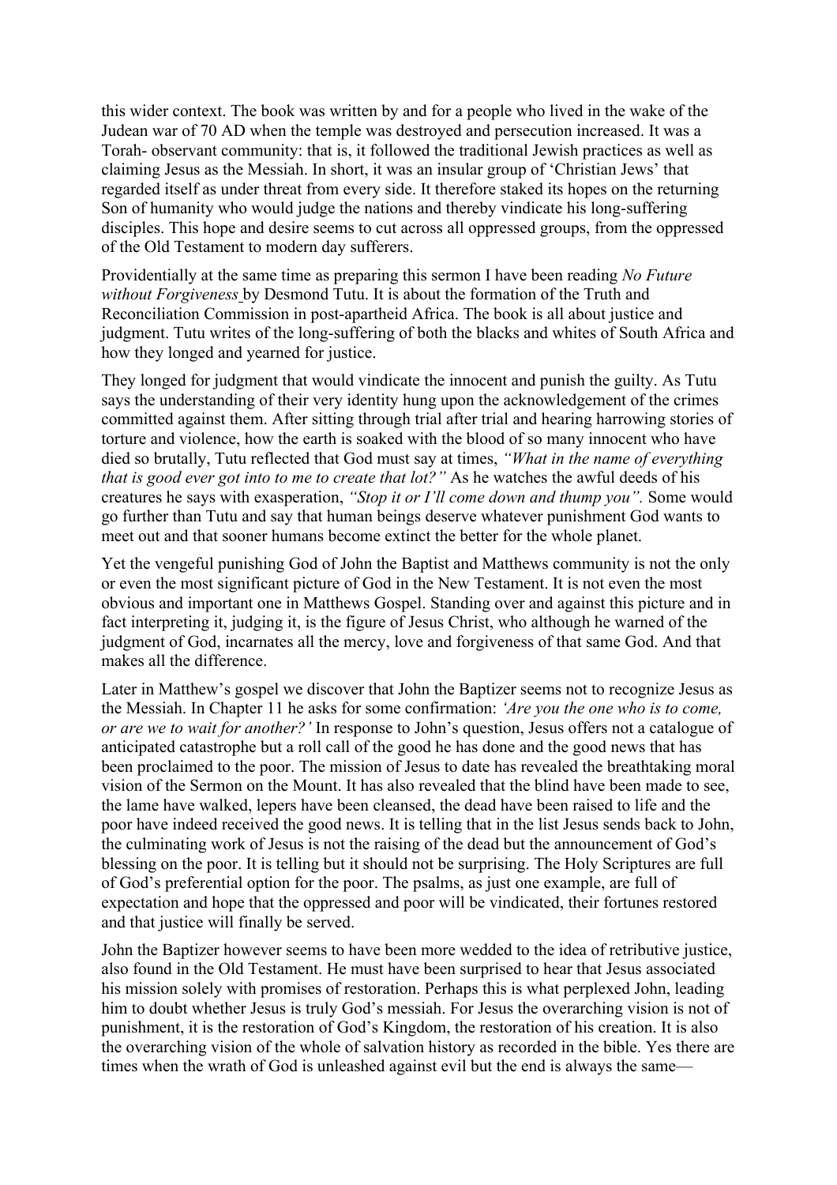this wider context. The book was written by and for a people who lived in the wake of the Judean war of 70 AD when the temple was destroyed and persecution increased. It was a Torah- observant community: that is, it followed the traditional Jewish practices as well as claiming Jesus as the Messiah. In short, it was an insular group of 'Christian Jews' that regarded itself as under threat from every side. It therefore staked its hopes on the returning Son of humanity who would judge the nations and thereby vindicate his long-suffering disciples. This hope and desire seems to cut across all oppressed groups, from the oppressed of the Old Testament to modern day sufferers.

Providentially at the same time as preparing this sermon I have been reading *No Future without Forgiveness* by Desmond Tutu. It is about the formation of the Truth and Reconciliation Commission in post-apartheid Africa. The book is all about justice and judgment. Tutu writes of the long-suffering of both the blacks and whites of South Africa and how they longed and yearned for justice.

They longed for judgment that would vindicate the innocent and punish the guilty. As Tutu says the understanding of their very identity hung upon the acknowledgement of the crimes committed against them. After sitting through trial after trial and hearing harrowing stories of torture and violence, how the earth is soaked with the blood of so many innocent who have died so brutally, Tutu reflected that God must say at times, *"What in the name of everything that is good ever got into to me to create that lot?"* As he watches the awful deeds of his creatures he says with exasperation, *"Stop it or I'll come down and thump you".* Some would go further than Tutu and say that human beings deserve whatever punishment God wants to meet out and that sooner humans become extinct the better for the whole planet.

Yet the vengeful punishing God of John the Baptist and Matthews community is not the only or even the most significant picture of God in the New Testament. It is not even the most obvious and important one in Matthews Gospel. Standing over and against this picture and in fact interpreting it, judging it, is the figure of Jesus Christ, who although he warned of the judgment of God, incarnates all the mercy, love and forgiveness of that same God. And that makes all the difference.

Later in Matthew's gospel we discover that John the Baptizer seems not to recognize Jesus as the Messiah. In Chapter 11 he asks for some confirmation: *'Are you the one who is to come, or are we to wait for another?'* In response to John's question, Jesus offers not a catalogue of anticipated catastrophe but a roll call of the good he has done and the good news that has been proclaimed to the poor. The mission of Jesus to date has revealed the breathtaking moral vision of the Sermon on the Mount. It has also revealed that the blind have been made to see, the lame have walked, lepers have been cleansed, the dead have been raised to life and the poor have indeed received the good news. It is telling that in the list Jesus sends back to John, the culminating work of Jesus is not the raising of the dead but the announcement of God's blessing on the poor. It is telling but it should not be surprising. The Holy Scriptures are full of God's preferential option for the poor. The psalms, as just one example, are full of expectation and hope that the oppressed and poor will be vindicated, their fortunes restored and that justice will finally be served.

John the Baptizer however seems to have been more wedded to the idea of retributive justice, also found in the Old Testament. He must have been surprised to hear that Jesus associated his mission solely with promises of restoration. Perhaps this is what perplexed John, leading him to doubt whether Jesus is truly God's messiah. For Jesus the overarching vision is not of punishment, it is the restoration of God's Kingdom, the restoration of his creation. It is also the overarching vision of the whole of salvation history as recorded in the bible. Yes there are times when the wrath of God is unleashed against evil but the end is always the same—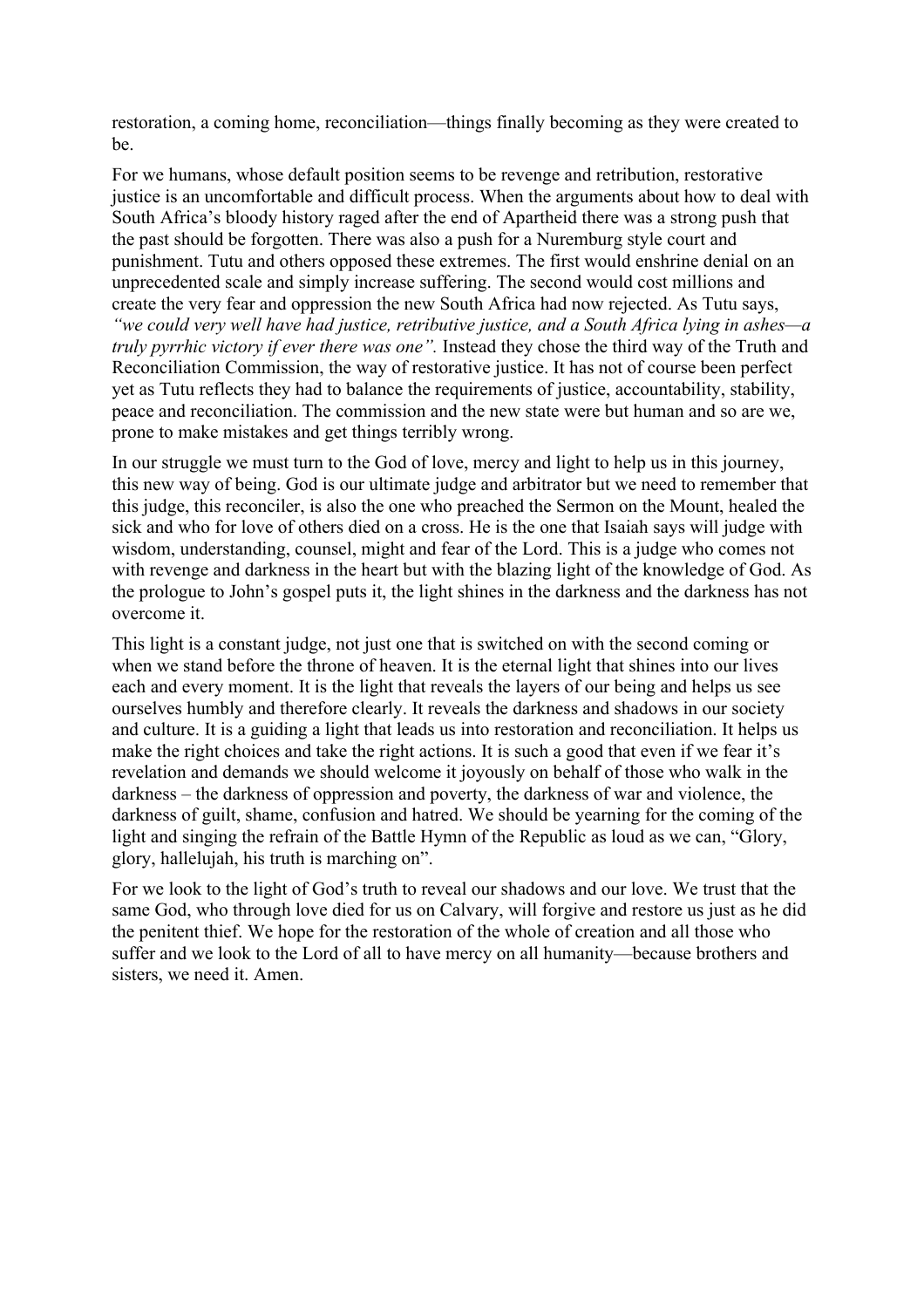restoration, a coming home, reconciliation—things finally becoming as they were created to be.

For we humans, whose default position seems to be revenge and retribution, restorative justice is an uncomfortable and difficult process. When the arguments about how to deal with South Africa's bloody history raged after the end of Apartheid there was a strong push that the past should be forgotten. There was also a push for a Nuremburg style court and punishment. Tutu and others opposed these extremes. The first would enshrine denial on an unprecedented scale and simply increase suffering. The second would cost millions and create the very fear and oppression the new South Africa had now rejected. As Tutu says, *"we could very well have had justice, retributive justice, and a South Africa lying in ashes—a truly pyrrhic victory if ever there was one".* Instead they chose the third way of the Truth and Reconciliation Commission, the way of restorative justice. It has not of course been perfect yet as Tutu reflects they had to balance the requirements of justice, accountability, stability, peace and reconciliation. The commission and the new state were but human and so are we, prone to make mistakes and get things terribly wrong.

In our struggle we must turn to the God of love, mercy and light to help us in this journey, this new way of being. God is our ultimate judge and arbitrator but we need to remember that this judge, this reconciler, is also the one who preached the Sermon on the Mount, healed the sick and who for love of others died on a cross. He is the one that Isaiah says will judge with wisdom, understanding, counsel, might and fear of the Lord. This is a judge who comes not with revenge and darkness in the heart but with the blazing light of the knowledge of God. As the prologue to John's gospel puts it, the light shines in the darkness and the darkness has not overcome it.

This light is a constant judge, not just one that is switched on with the second coming or when we stand before the throne of heaven. It is the eternal light that shines into our lives each and every moment. It is the light that reveals the layers of our being and helps us see ourselves humbly and therefore clearly. It reveals the darkness and shadows in our society and culture. It is a guiding a light that leads us into restoration and reconciliation. It helps us make the right choices and take the right actions. It is such a good that even if we fear it's revelation and demands we should welcome it joyously on behalf of those who walk in the darkness – the darkness of oppression and poverty, the darkness of war and violence, the darkness of guilt, shame, confusion and hatred. We should be yearning for the coming of the light and singing the refrain of the Battle Hymn of the Republic as loud as we can, "Glory, glory, hallelujah, his truth is marching on".

For we look to the light of God's truth to reveal our shadows and our love. We trust that the same God, who through love died for us on Calvary, will forgive and restore us just as he did the penitent thief. We hope for the restoration of the whole of creation and all those who suffer and we look to the Lord of all to have mercy on all humanity—because brothers and sisters, we need it. Amen.